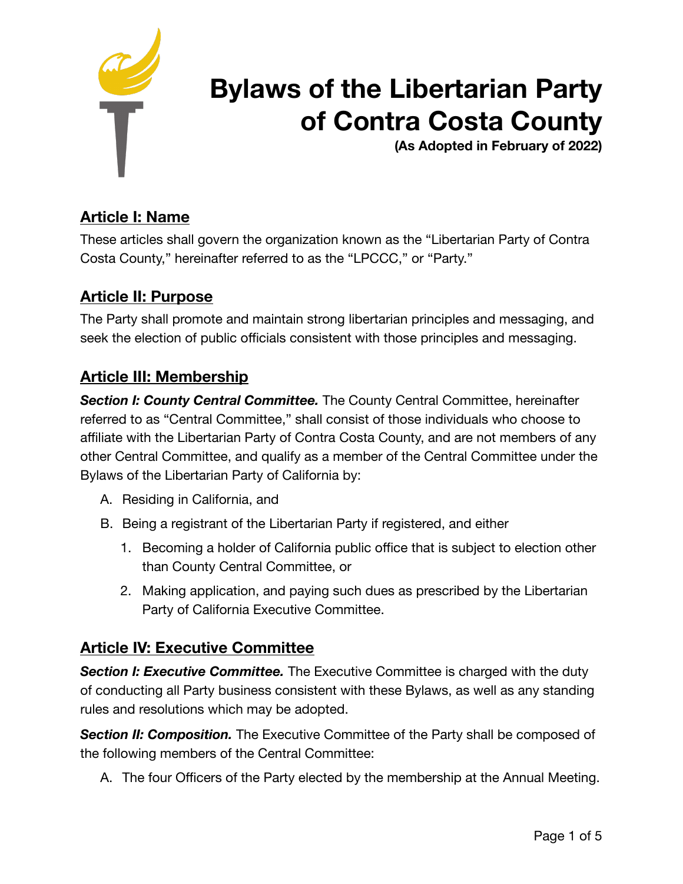# Bylaws of the Libertarian Party of Contra Costa County

**(As Adopted in February of 2022)**

## Article I: Name

These articles shall govern the organization known as the "Libertarian Party of Contra Costa County," hereinafter referred to as the "LPCCC," or "Party."

## Article II: Purpose

The Party shall promote and maintain strong libertarian principles and messaging, and seek the election of public officials consistent with those principles and messaging.

## Article III: Membership

***Section I: County Central Committee.*** The County Central Committee, hereinafter referred to as "Central Committee," shall consist of those individuals who choose to affiliate with the Libertarian Party of Contra Costa County, and are not members of any other Central Committee, and qualify as a member of the Central Committee under the Bylaws of the Libertarian Party of California by:

A. Residing in California, and

B. Being a registrant of the Libertarian Party if registered, and either

   1. Becoming a holder of California public office that is subject to election other than County Central Committee, or

   2. Making application, and paying such dues as prescribed by the Libertarian Party of California Executive Committee.

## Article IV: Executive Committee

***Section I: Executive Committee.*** The Executive Committee is charged with the duty of conducting all Party business consistent with these Bylaws, as well as any standing rules and resolutions which may be adopted.

***Section II: Composition.*** The Executive Committee of the Party shall be composed of the following members of the Central Committee:

A. The four Officers of the Party elected by the membership at the Annual Meeting.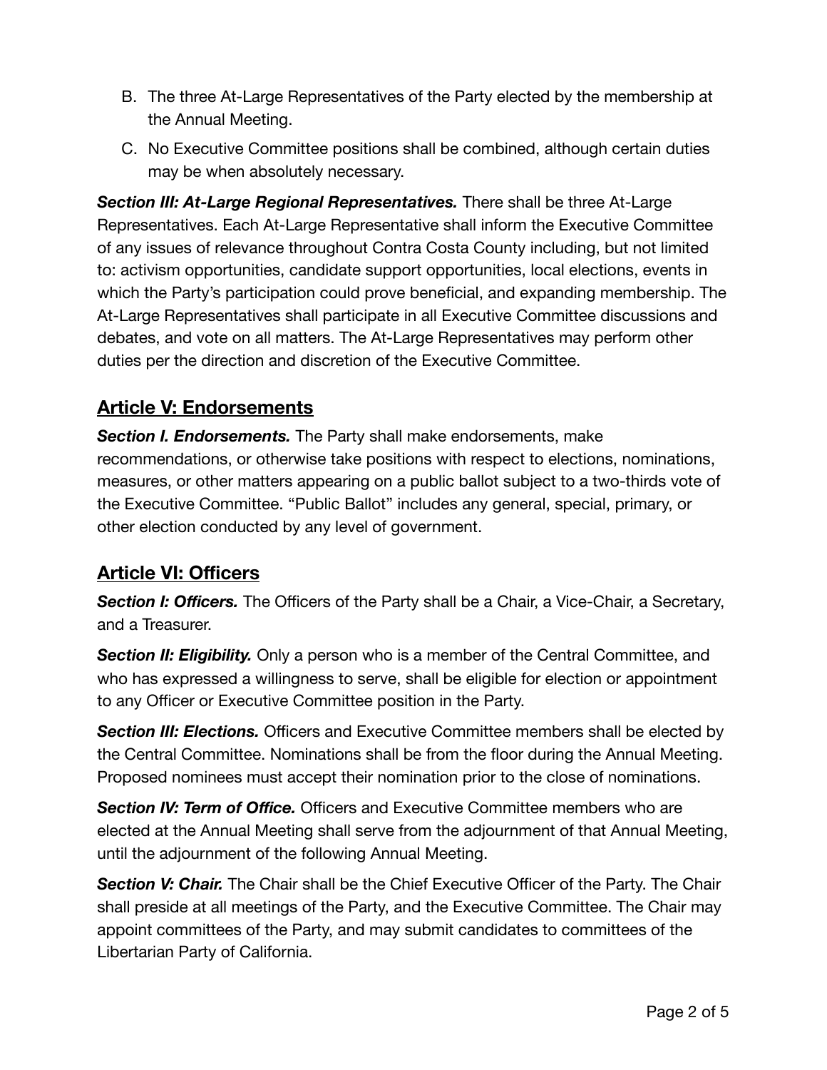B. The three At-Large Representatives of the Party elected by the membership at the Annual Meeting.

C. No Executive Committee positions shall be combined, although certain duties may be when absolutely necessary.

***Section III: At-Large Regional Representatives.*** There shall be three At-Large Representatives. Each At-Large Representative shall inform the Executive Committee of any issues of relevance throughout Contra Costa County including, but not limited to: activism opportunities, candidate support opportunities, local elections, events in which the Party's participation could prove beneficial, and expanding membership. The At-Large Representatives shall participate in all Executive Committee discussions and debates, and vote on all matters. The At-Large Representatives may perform other duties per the direction and discretion of the Executive Committee.

## Article V: Endorsements

***Section I. Endorsements.*** The Party shall make endorsements, make recommendations, or otherwise take positions with respect to elections, nominations, measures, or other matters appearing on a public ballot subject to a two-thirds vote of the Executive Committee. "Public Ballot" includes any general, special, primary, or other election conducted by any level of government.

## Article VI: Officers

***Section I: Officers.*** The Officers of the Party shall be a Chair, a Vice-Chair, a Secretary, and a Treasurer.

***Section II: Eligibility.*** Only a person who is a member of the Central Committee, and who has expressed a willingness to serve, shall be eligible for election or appointment to any Officer or Executive Committee position in the Party.

***Section III: Elections.*** Officers and Executive Committee members shall be elected by the Central Committee. Nominations shall be from the floor during the Annual Meeting. Proposed nominees must accept their nomination prior to the close of nominations.

***Section IV: Term of Office.*** Officers and Executive Committee members who are elected at the Annual Meeting shall serve from the adjournment of that Annual Meeting, until the adjournment of the following Annual Meeting.

***Section V: Chair.*** The Chair shall be the Chief Executive Officer of the Party. The Chair shall preside at all meetings of the Party, and the Executive Committee. The Chair may appoint committees of the Party, and may submit candidates to committees of the Libertarian Party of California.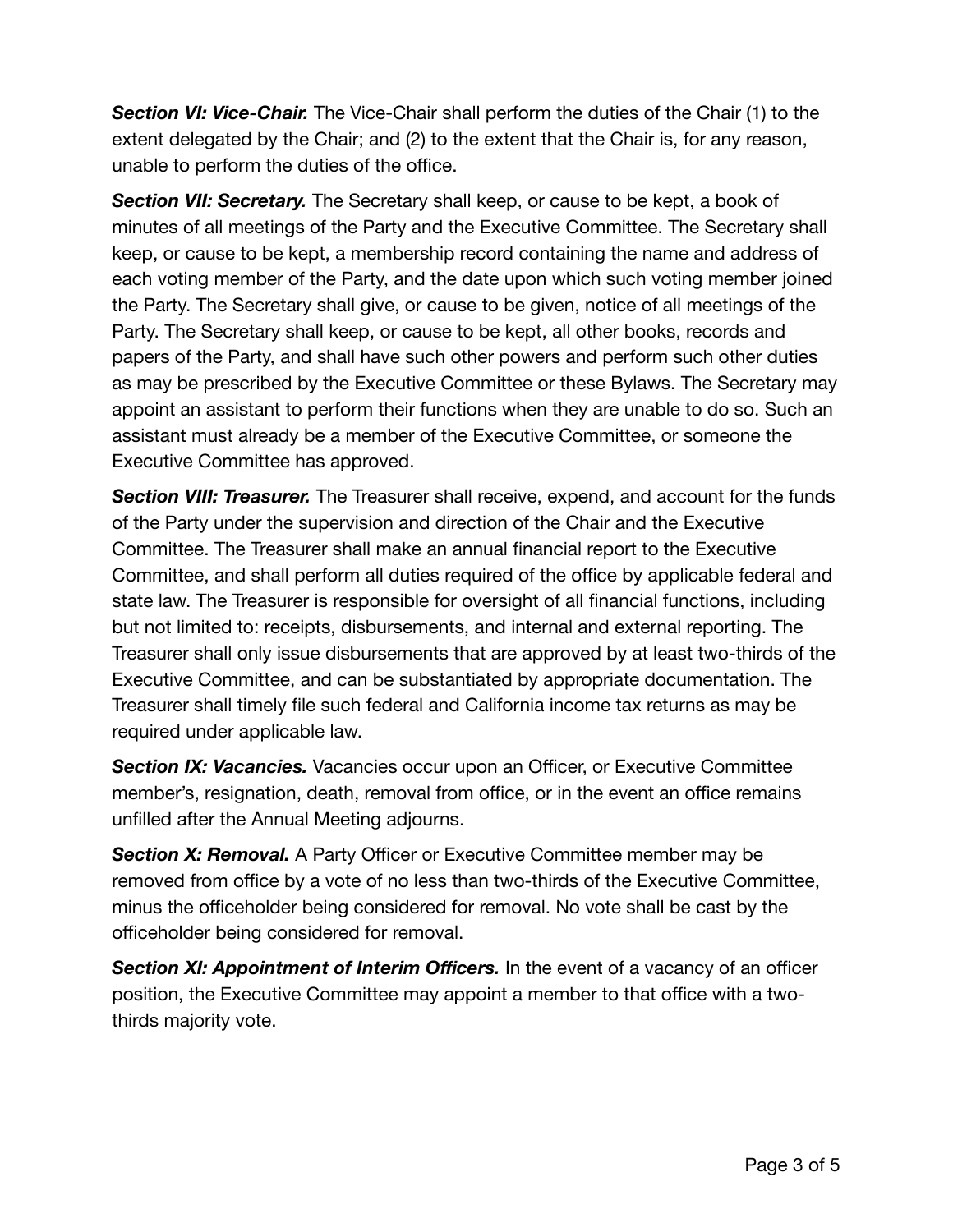***Section VI: Vice-Chair.*** The Vice-Chair shall perform the duties of the Chair (1) to the extent delegated by the Chair; and (2) to the extent that the Chair is, for any reason, unable to perform the duties of the office.

***Section VII: Secretary.*** The Secretary shall keep, or cause to be kept, a book of minutes of all meetings of the Party and the Executive Committee. The Secretary shall keep, or cause to be kept, a membership record containing the name and address of each voting member of the Party, and the date upon which such voting member joined the Party. The Secretary shall give, or cause to be given, notice of all meetings of the Party. The Secretary shall keep, or cause to be kept, all other books, records and papers of the Party, and shall have such other powers and perform such other duties as may be prescribed by the Executive Committee or these Bylaws. The Secretary may appoint an assistant to perform their functions when they are unable to do so. Such an assistant must already be a member of the Executive Committee, or someone the Executive Committee has approved.

***Section VIII: Treasurer.*** The Treasurer shall receive, expend, and account for the funds of the Party under the supervision and direction of the Chair and the Executive Committee. The Treasurer shall make an annual financial report to the Executive Committee, and shall perform all duties required of the office by applicable federal and state law. The Treasurer is responsible for oversight of all financial functions, including but not limited to: receipts, disbursements, and internal and external reporting. The Treasurer shall only issue disbursements that are approved by at least two-thirds of the Executive Committee, and can be substantiated by appropriate documentation. The Treasurer shall timely file such federal and California income tax returns as may be required under applicable law.

***Section IX: Vacancies.*** Vacancies occur upon an Officer, or Executive Committee member's, resignation, death, removal from office, or in the event an office remains unfilled after the Annual Meeting adjourns.

***Section X: Removal.*** A Party Officer or Executive Committee member may be removed from office by a vote of no less than two-thirds of the Executive Committee, minus the officeholder being considered for removal. No vote shall be cast by the officeholder being considered for removal.

***Section XI: Appointment of Interim Officers.*** In the event of a vacancy of an officer position, the Executive Committee may appoint a member to that office with a two-thirds majority vote.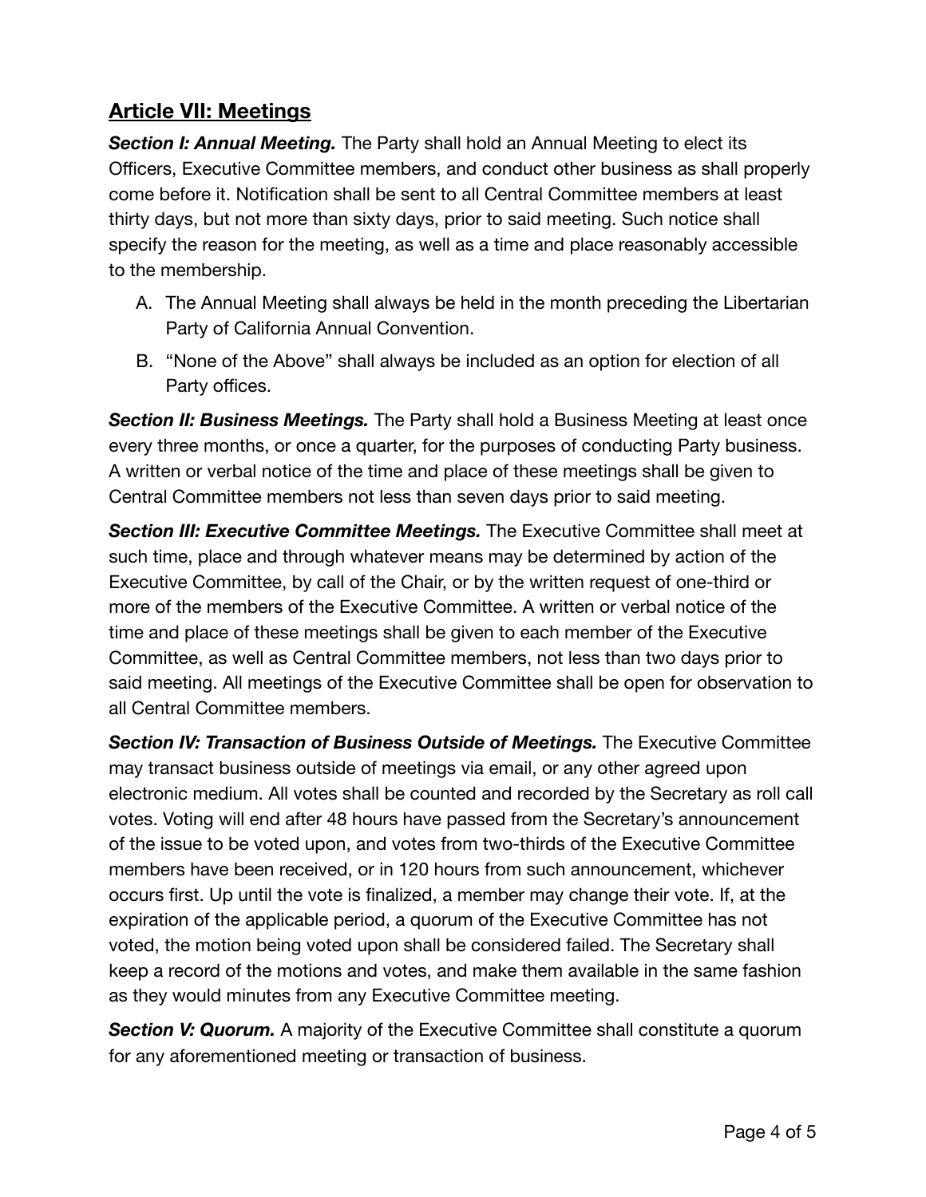## Article VII: Meetings

***Section I: Annual Meeting.*** The Party shall hold an Annual Meeting to elect its Officers, Executive Committee members, and conduct other business as shall properly come before it. Notification shall be sent to all Central Committee members at least thirty days, but not more than sixty days, prior to said meeting. Such notice shall specify the reason for the meeting, as well as a time and place reasonably accessible to the membership.

A. The Annual Meeting shall always be held in the month preceding the Libertarian Party of California Annual Convention.
B. "None of the Above" shall always be included as an option for election of all Party offices.

***Section II: Business Meetings.*** The Party shall hold a Business Meeting at least once every three months, or once a quarter, for the purposes of conducting Party business. A written or verbal notice of the time and place of these meetings shall be given to Central Committee members not less than seven days prior to said meeting.

***Section III: Executive Committee Meetings.*** The Executive Committee shall meet at such time, place and through whatever means may be determined by action of the Executive Committee, by call of the Chair, or by the written request of one-third or more of the members of the Executive Committee. A written or verbal notice of the time and place of these meetings shall be given to each member of the Executive Committee, as well as Central Committee members, not less than two days prior to said meeting. All meetings of the Executive Committee shall be open for observation to all Central Committee members.

***Section IV: Transaction of Business Outside of Meetings.*** The Executive Committee may transact business outside of meetings via email, or any other agreed upon electronic medium. All votes shall be counted and recorded by the Secretary as roll call votes. Voting will end after 48 hours have passed from the Secretary's announcement of the issue to be voted upon, and votes from two-thirds of the Executive Committee members have been received, or in 120 hours from such announcement, whichever occurs first. Up until the vote is finalized, a member may change their vote. If, at the expiration of the applicable period, a quorum of the Executive Committee has not voted, the motion being voted upon shall be considered failed. The Secretary shall keep a record of the motions and votes, and make them available in the same fashion as they would minutes from any Executive Committee meeting.

***Section V: Quorum.*** A majority of the Executive Committee shall constitute a quorum for any aforementioned meeting or transaction of business.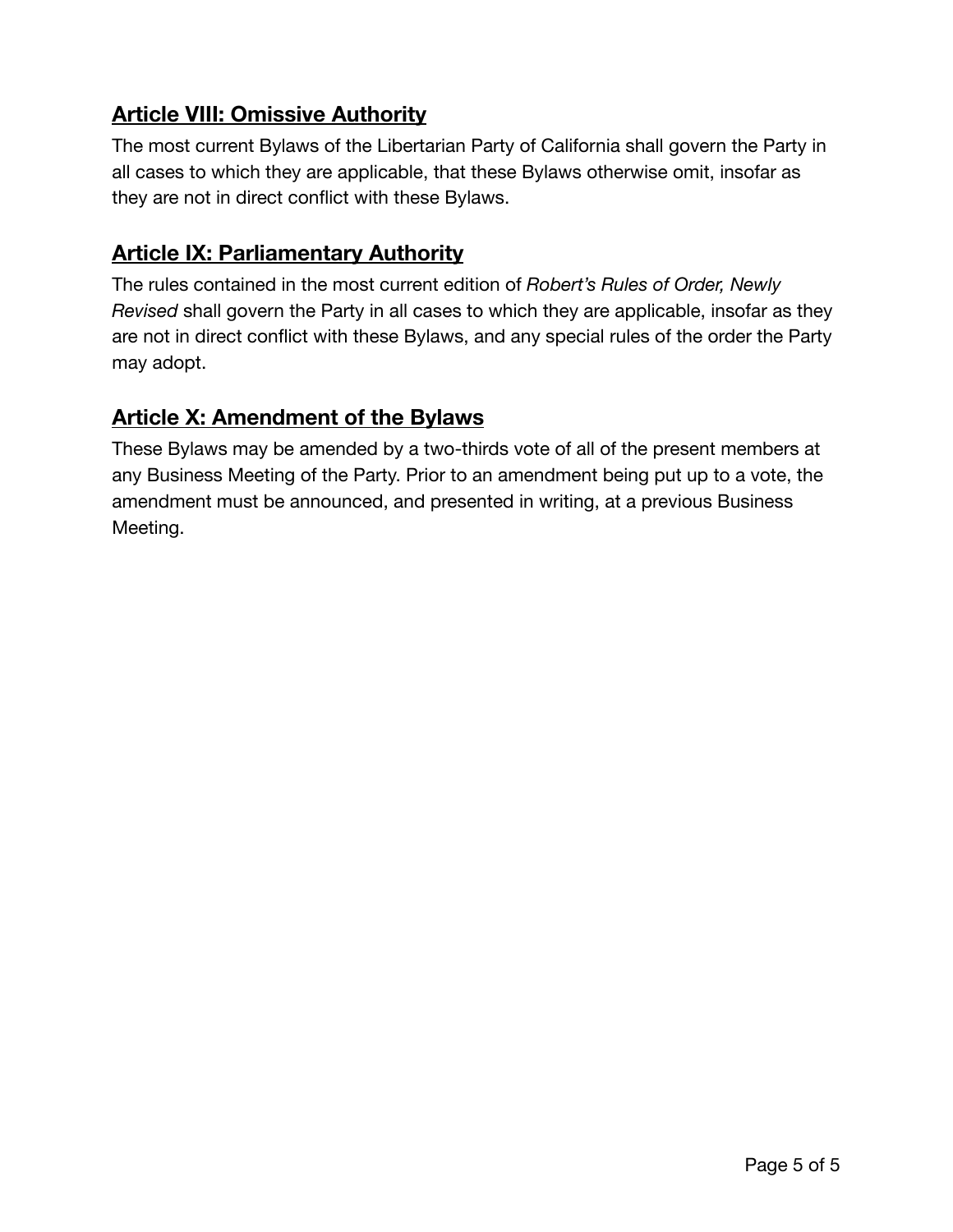## Article VIII: Omissive Authority

The most current Bylaws of the Libertarian Party of California shall govern the Party in all cases to which they are applicable, that these Bylaws otherwise omit, insofar as they are not in direct conflict with these Bylaws.

## Article IX: Parliamentary Authority

The rules contained in the most current edition of *Robert's Rules of Order, Newly Revised* shall govern the Party in all cases to which they are applicable, insofar as they are not in direct conflict with these Bylaws, and any special rules of the order the Party may adopt.

## Article X: Amendment of the Bylaws

These Bylaws may be amended by a two-thirds vote of all of the present members at any Business Meeting of the Party. Prior to an amendment being put up to a vote, the amendment must be announced, and presented in writing, at a previous Business Meeting.